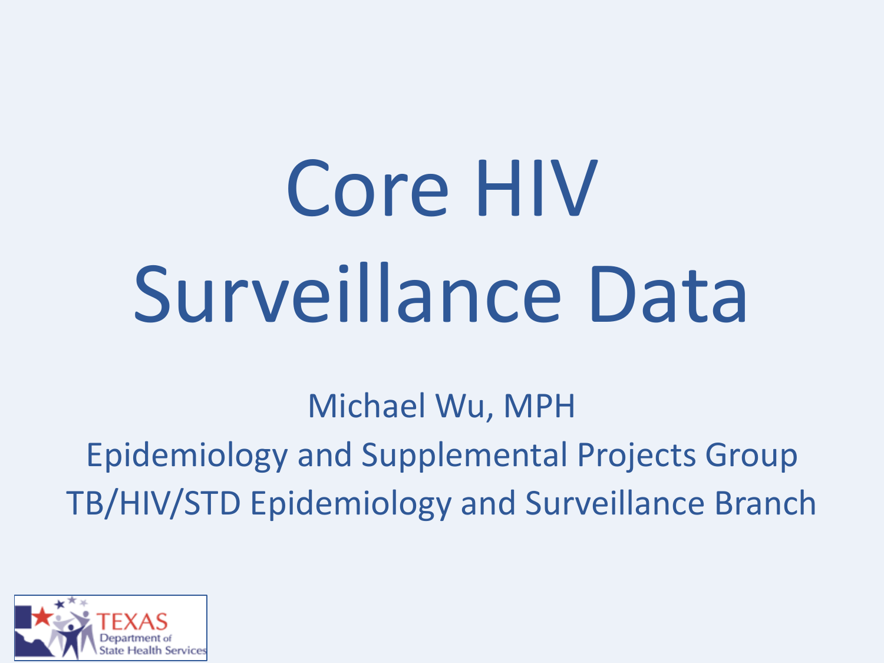# Core HIV Surveillance Data

Michael Wu, MPH

Epidemiology and Supplemental Projects Group

TB/HIV/STD Epidemiology and Surveillance Branch

TEXAS Department of State Health Services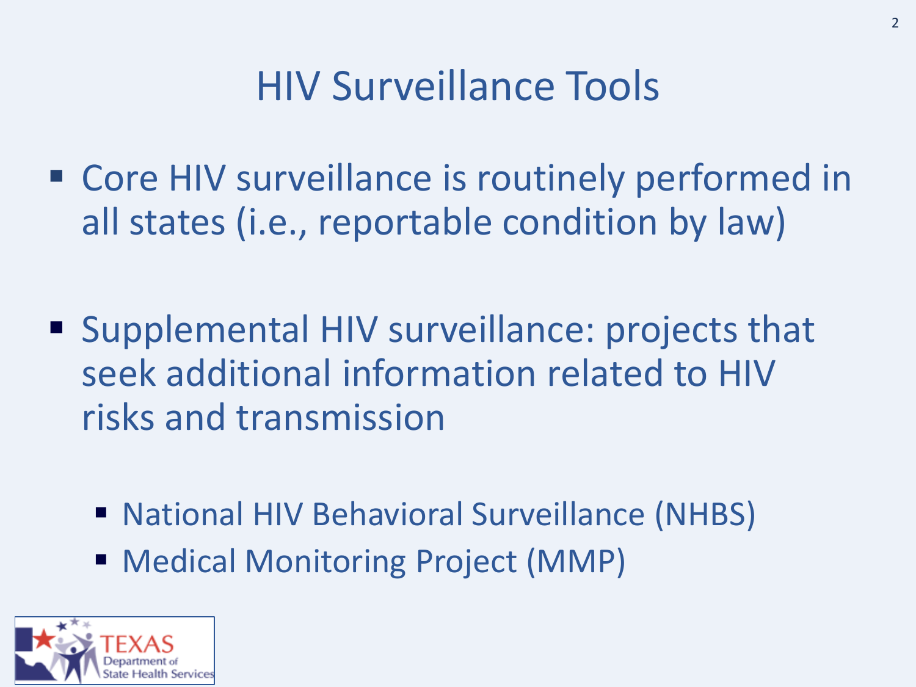# HIV Surveillance Tools

- Core HIV surveillance is routinely performed in all states (i.e., reportable condition by law)
- Supplemental HIV surveillance: projects that seek additional information related to HIV risks and transmission
  - National HIV Behavioral Surveillance (NHBS)
  - Medical Monitoring Project (MMP)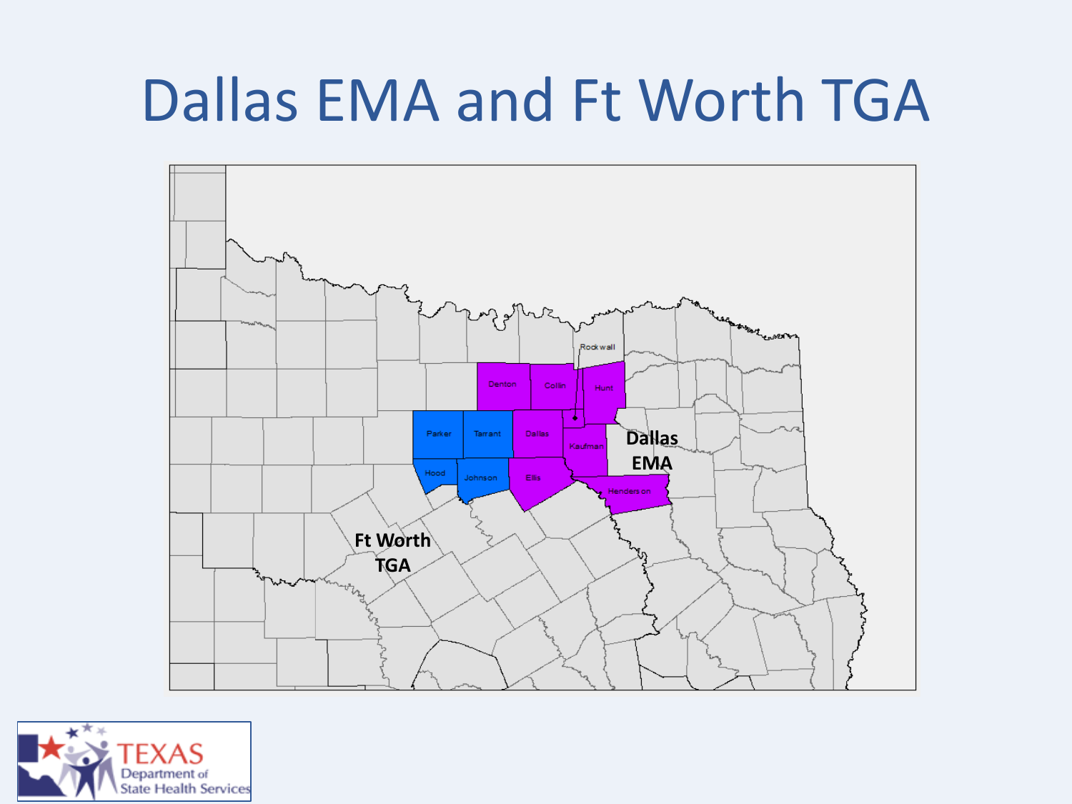# Dallas EMA and Ft Worth TGA

Rockwall

Denton

Collin

Hunt

Parker

Tarrant

Dallas

Kaufman

Hood

Johnson

Ellis

Henderson

Dallas EMA

Ft Worth TGA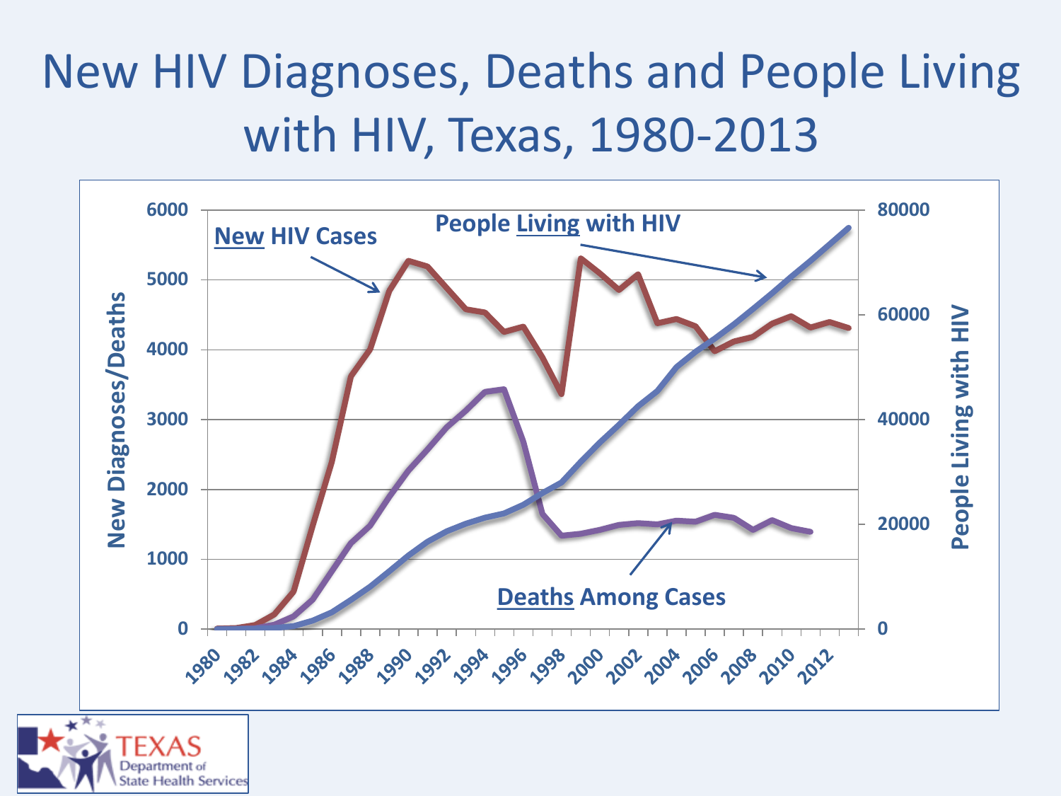# New HIV Diagnoses, Deaths and People Living with HIV, Texas, 1980-2013

New HIV Cases

People Living with HIV

Deaths Among Cases

New Diagnoses/Deaths

People Living with HIV

TEXAS Department of State Health Services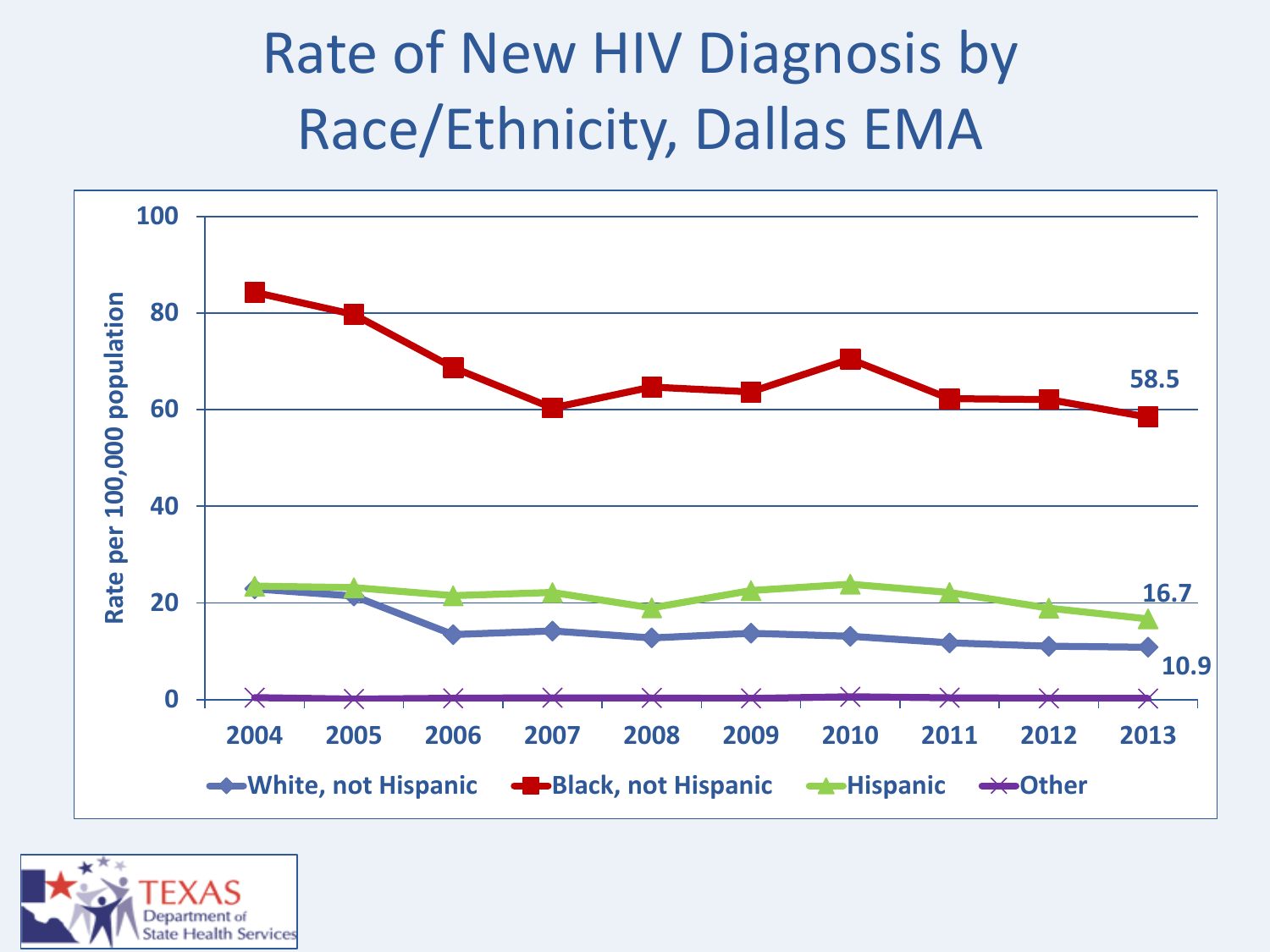# Rate of New HIV Diagnosis by Race/Ethnicity, Dallas EMA

Rate per 100,000 population

100
80
60
40
20
0

2004 2005 2006 2007 2008 2009 2010 2011 2012 2013

58.5

16.7

10.9

White, not Hispanic | Black, not Hispanic | Hispanic | Other

TEXAS Department of State Health Services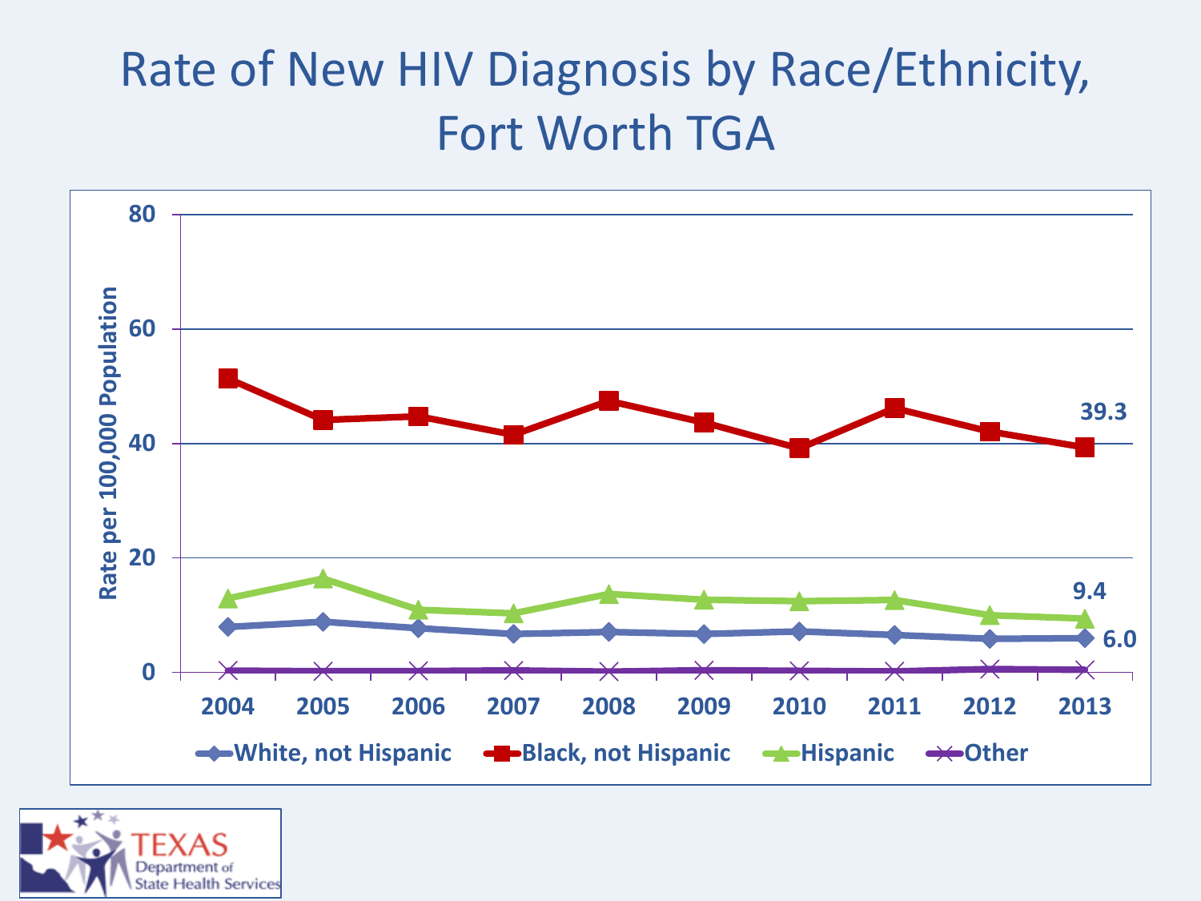# Rate of New HIV Diagnosis by Race/Ethnicity, Fort Worth TGA

Rate per 100,000 Population

80

60

40

20

0

2004 2005 2006 2007 2008 2009 2010 2011 2012 2013

39.3

9.4

6.0

White, not Hispanic | Black, not Hispanic | Hispanic | Other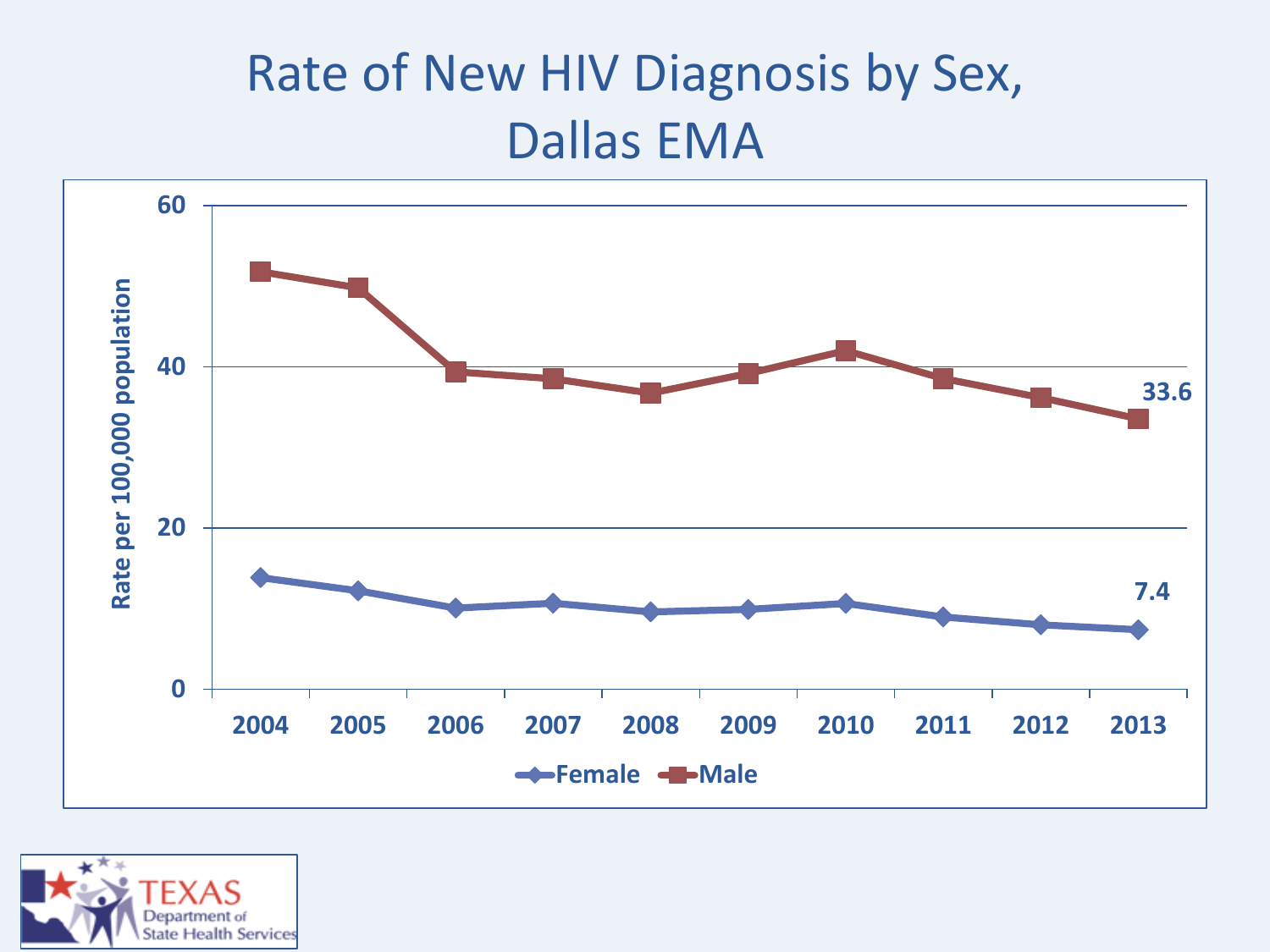# Rate of New HIV Diagnosis by Sex, Dallas EMA

Rate per 100,000 population

| Year | Female | Male |
|---|---|---|
| 2013 | 7.4 | 33.6 |

Female | Male

TEXAS Department of State Health Services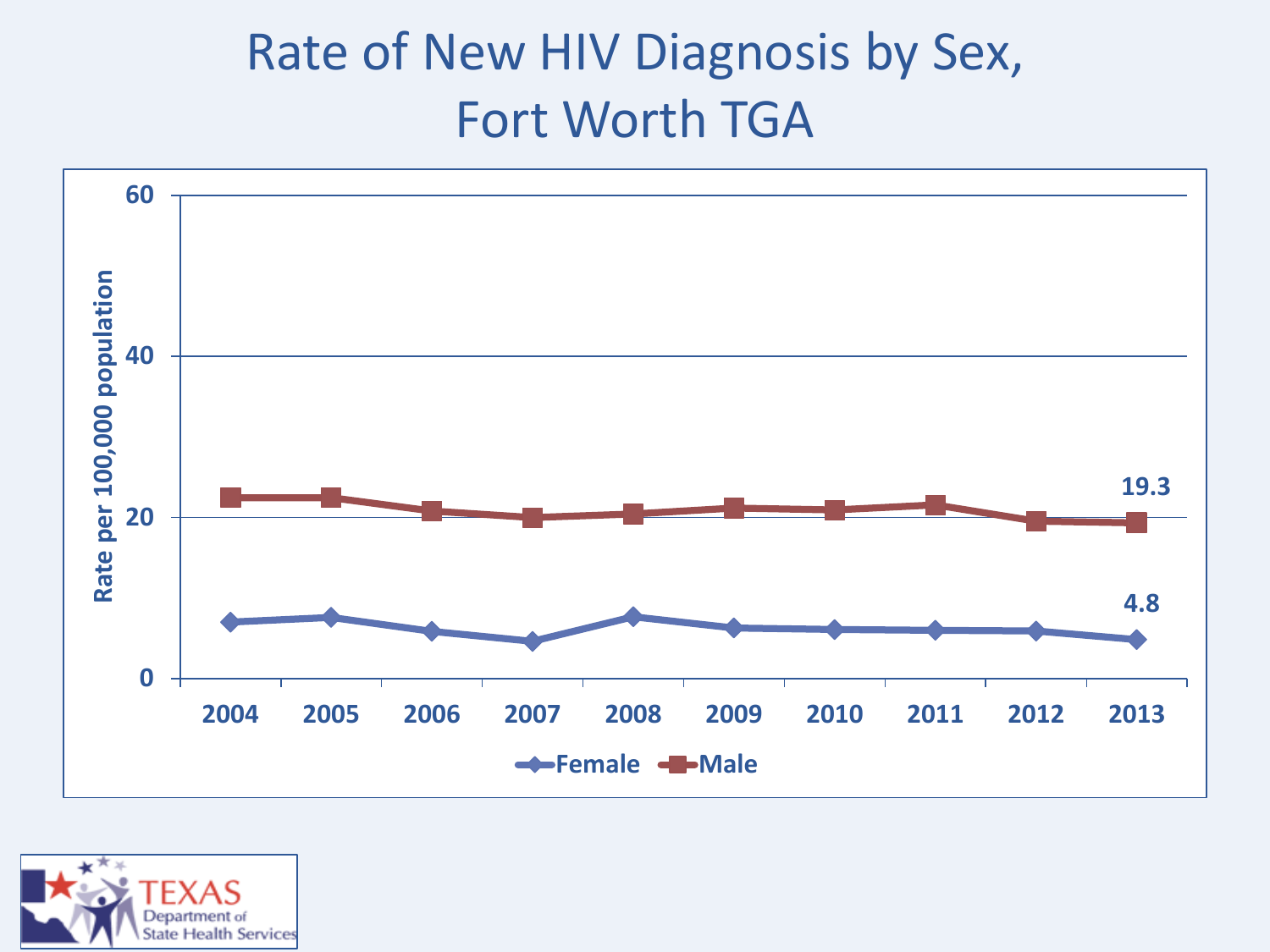# Rate of New HIV Diagnosis by Sex, Fort Worth TGA

Rate per 100,000 population

60

40

20

0

2004 2005 2006 2007 2008 2009 2010 2011 2012 2013

19.3

4.8

Female Male

TEXAS Department of State Health Services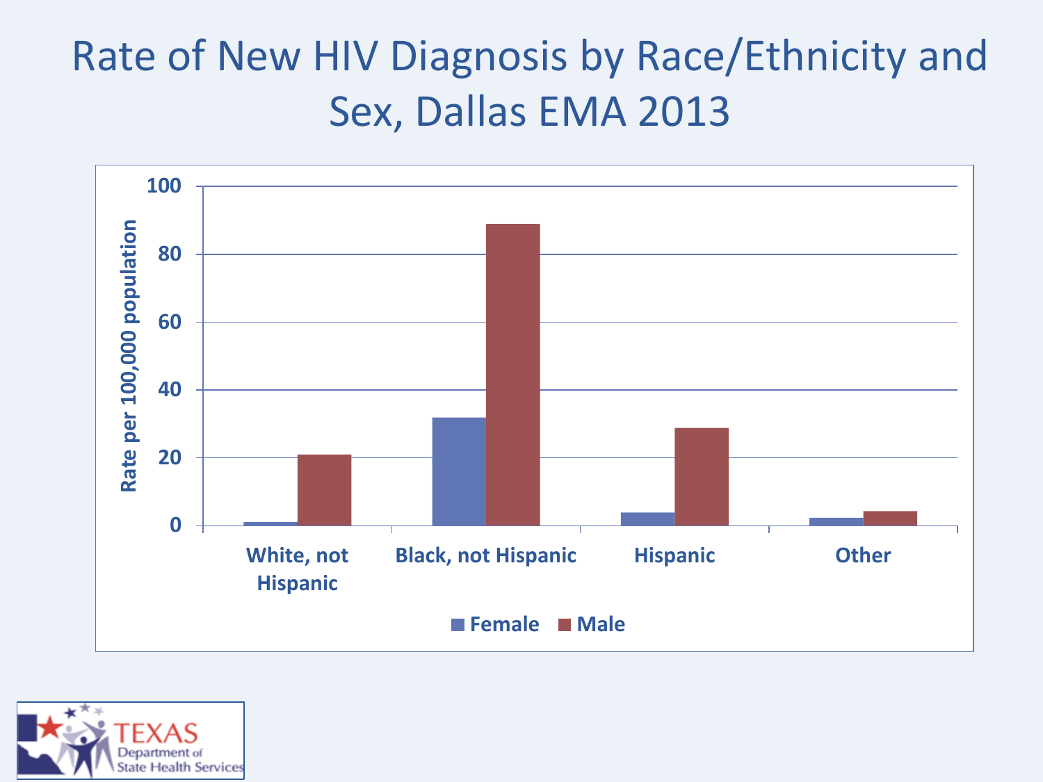# Rate of New HIV Diagnosis by Race/Ethnicity and Sex, Dallas EMA 2013

Rate per 100,000 population

| | Female | Male |
|---|---|---|
| White, not Hispanic | | |
| Black, not Hispanic | | |
| Hispanic | | |
| Other | | |

TEXAS Department of State Health Services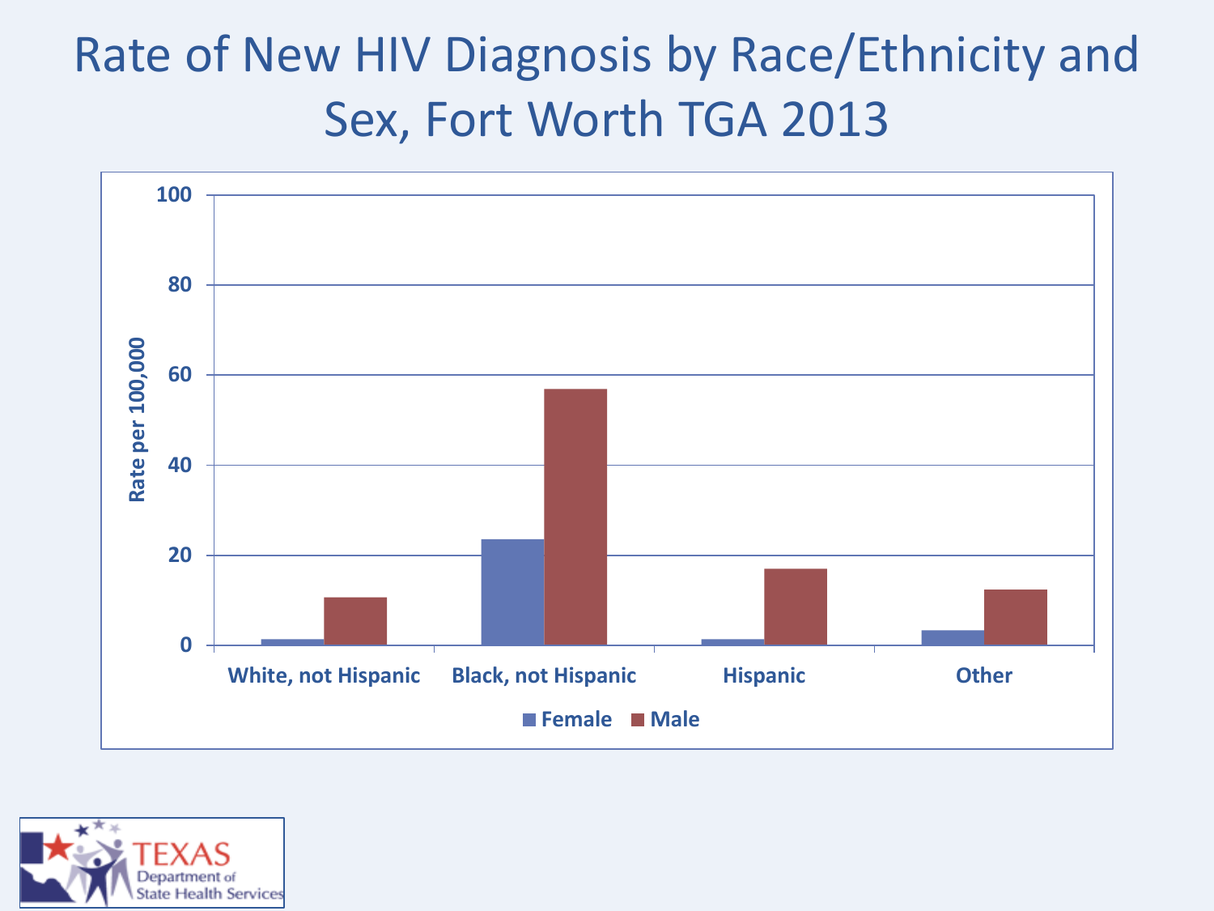# Rate of New HIV Diagnosis by Race/Ethnicity and Sex, Fort Worth TGA 2013

Rate per 100,000

100
80
60
40
20
0

White, not Hispanic | Black, not Hispanic | Hispanic | Other

Female | Male

TEXAS Department of State Health Services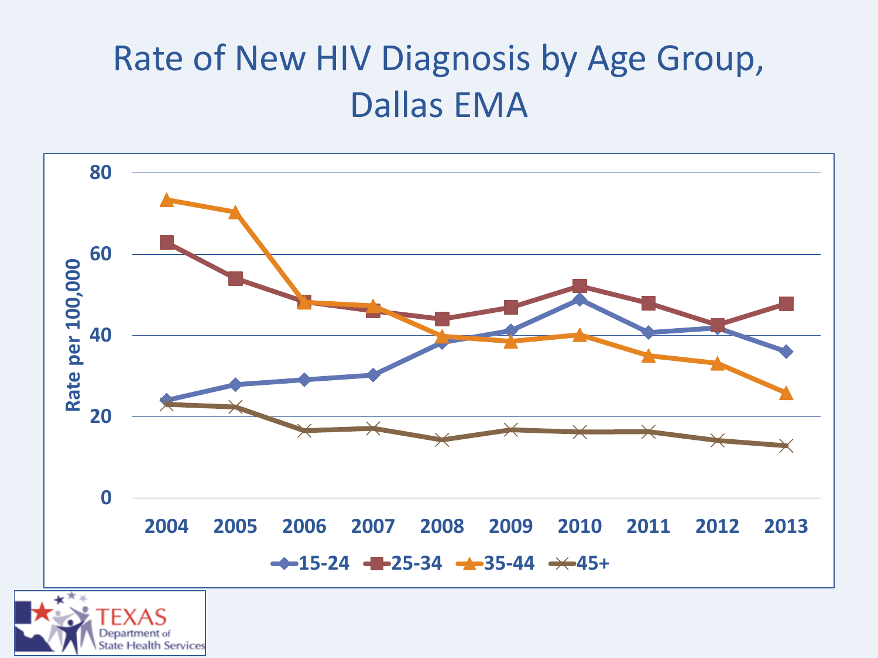# Rate of New HIV Diagnosis by Age Group, Dallas EMA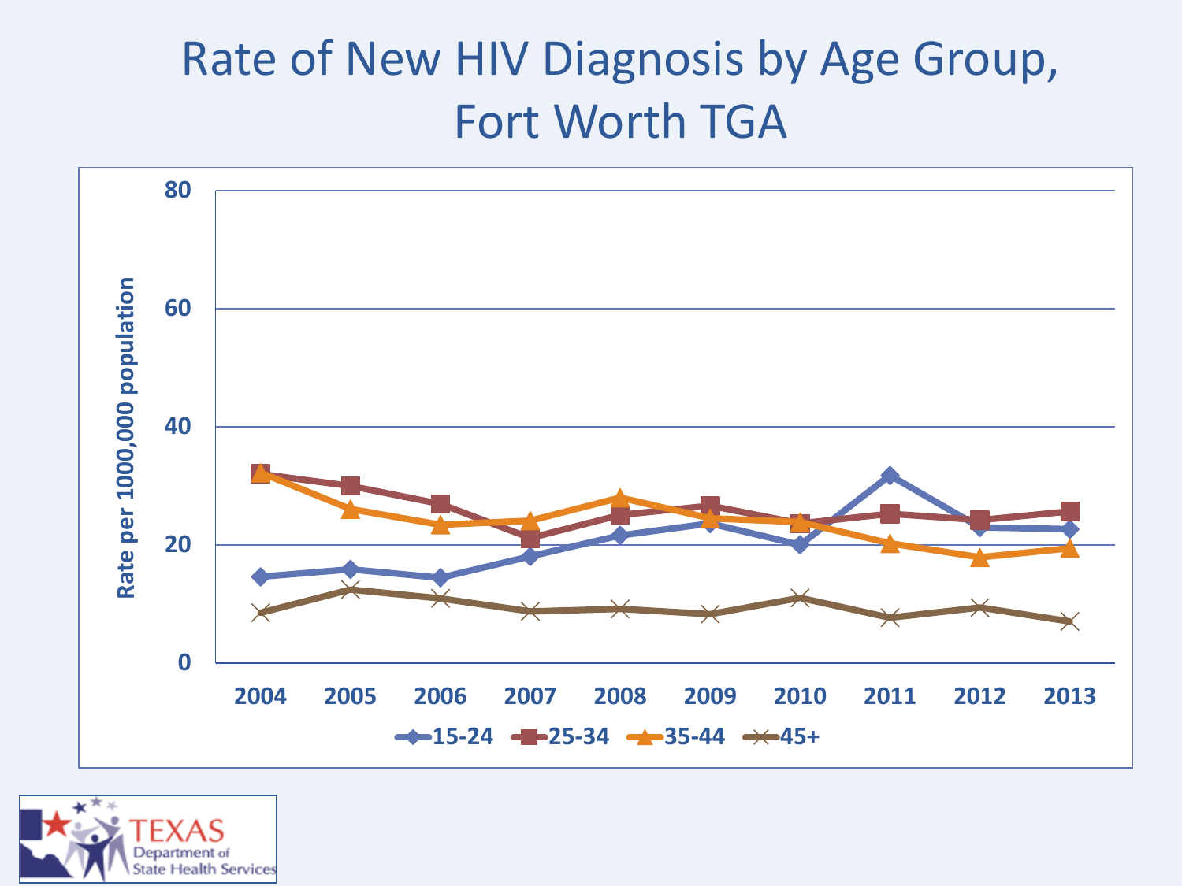# Rate of New HIV Diagnosis by Age Group, Fort Worth TGA

Rate per 1000,000 population

80

60

40

20

0

2004 2005 2006 2007 2008 2009 2010 2011 2012 2013

15-24 25-34 35-44 45+

TEXAS Department of State Health Services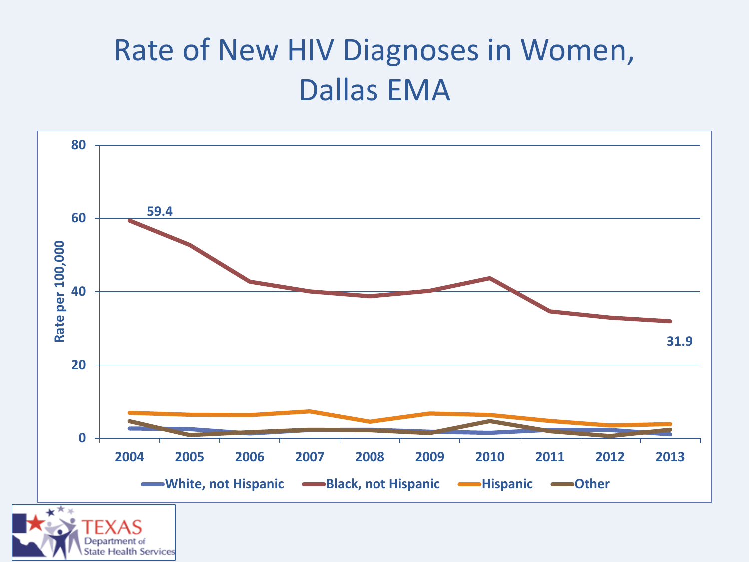# Rate of New HIV Diagnoses in Women, Dallas EMA

Rate per 100,000

80

60

40

20

0

59.4

31.9

2004 2005 2006 2007 2008 2009 2010 2011 2012 2013

White, not Hispanic Black, not Hispanic Hispanic Other

TEXAS Department of State Health Services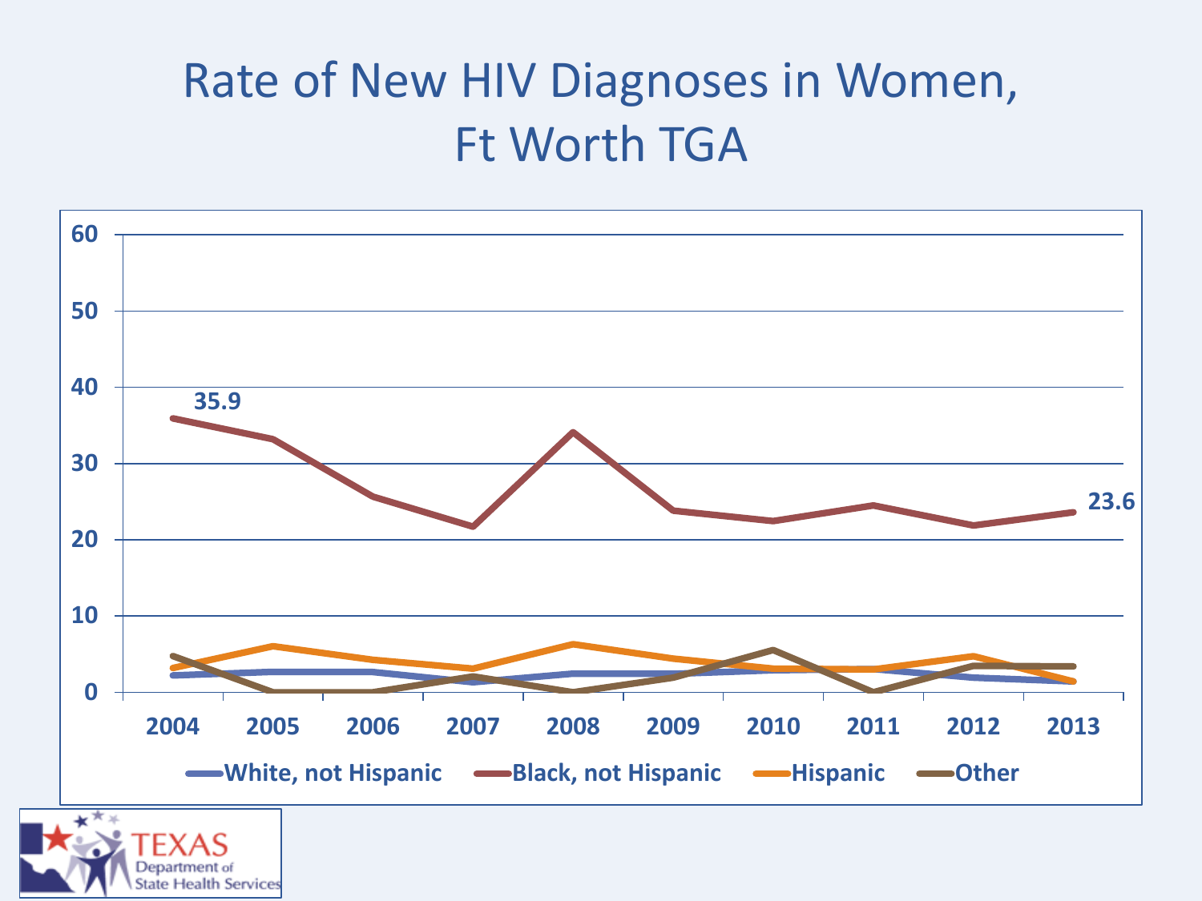# Rate of New HIV Diagnoses in Women, Ft Worth TGA

60
50
40
30
20
10
0

35.9

23.6

2004 2005 2006 2007 2008 2009 2010 2011 2012 2013

White, not Hispanic | Black, not Hispanic | Hispanic | Other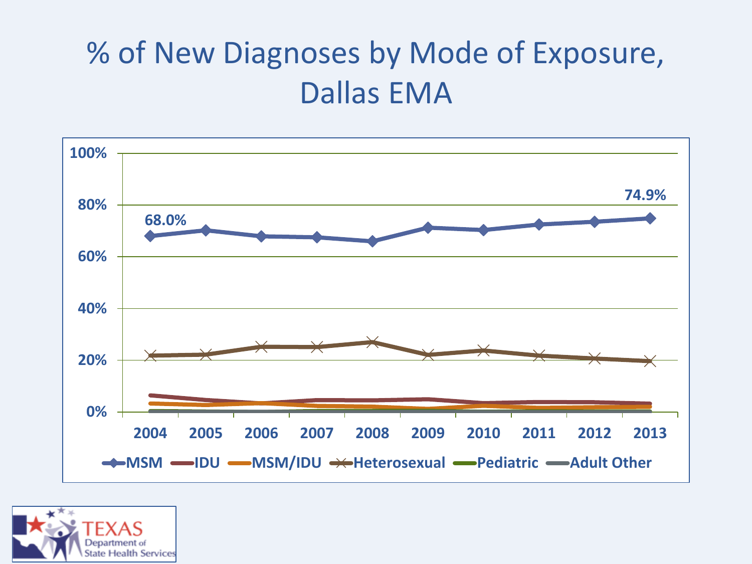# % of New Diagnoses by Mode of Exposure, Dallas EMA

100%
80%
60%
40%
20%
0%

68.0%

74.9%

2004 2005 2006 2007 2008 2009 2010 2011 2012 2013

MSM IDU MSM/IDU Heterosexual Pediatric Adult Other

TEXAS Department of State Health Services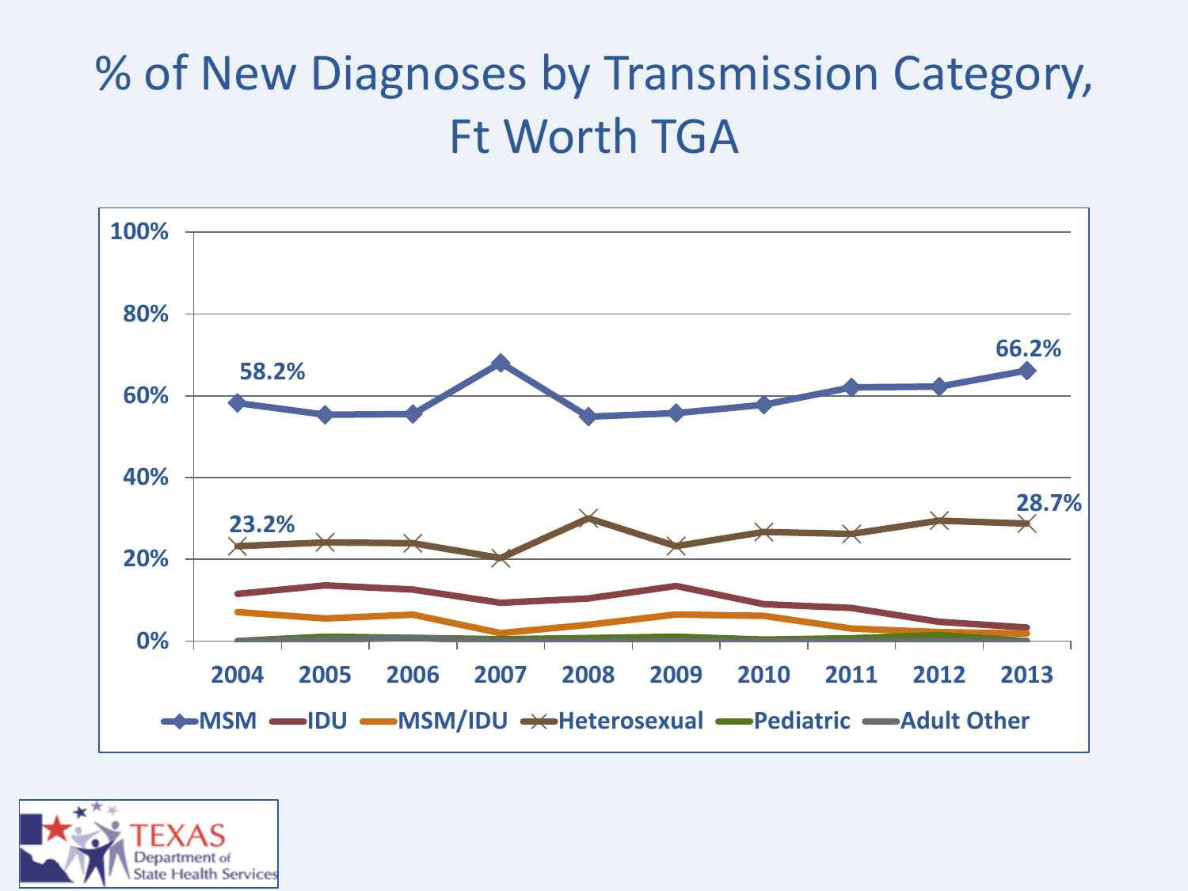# % of New Diagnoses by Transmission Category, Ft Worth TGA

100%
80%
60%
40%
20%
0%

58.2%
66.2%
23.2%
28.7%

2004 2005 2006 2007 2008 2009 2010 2011 2012 2013

MSM IDU MSM/IDU Heterosexual Pediatric Adult Other

TEXAS Department of State Health Services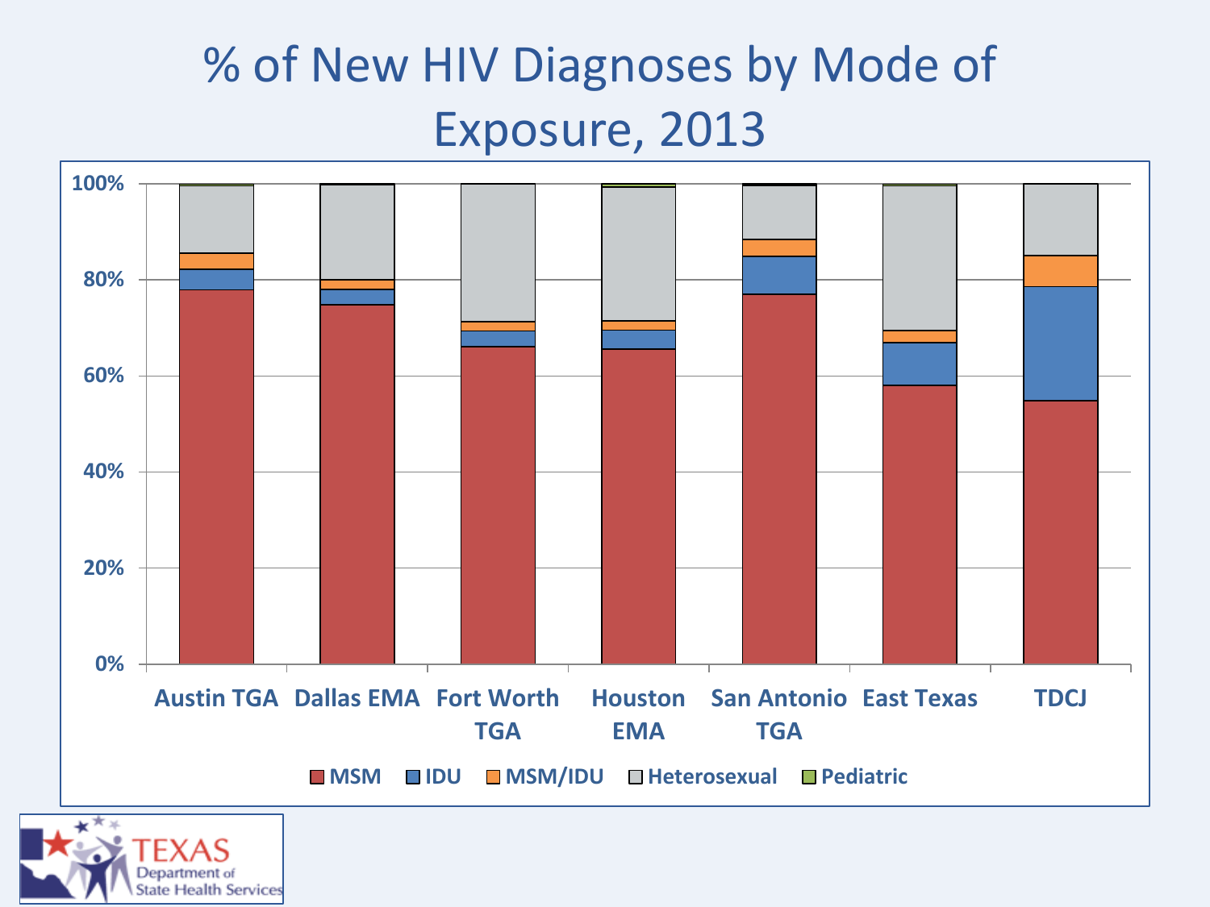# % of New HIV Diagnoses by Mode of Exposure, 2013

100%
80%
60%
40%
20%
0%

Austin TGA | Dallas EMA | Fort Worth TGA | Houston EMA | San Antonio TGA | East Texas | TDCJ

MSM | IDU | MSM/IDU | Heterosexual | Pediatric

TEXAS Department of State Health Services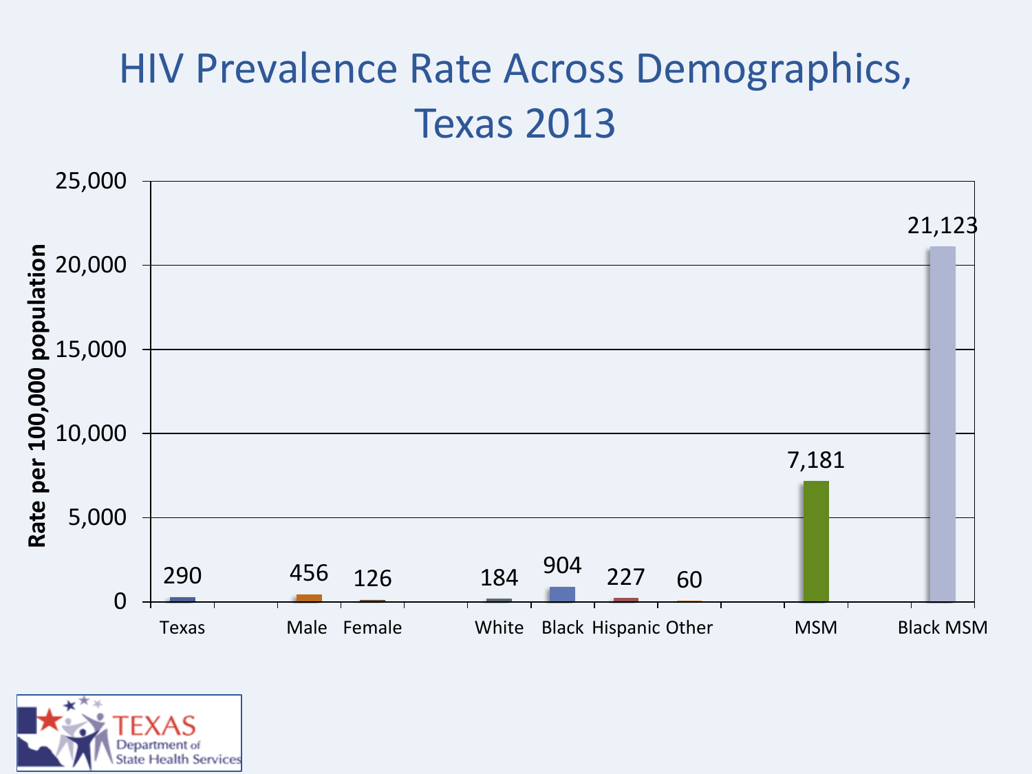# HIV Prevalence Rate Across Demographics, Texas 2013

| Group | Rate per 100,000 population |
|---|---|
| Texas | 290 |
| Male | 456 |
| Female | 126 |
| White | 184 |
| Black | 904 |
| Hispanic | 227 |
| Other | 60 |
| MSM | 7,181 |
| Black MSM | 21,123 |

TEXAS Department of State Health Services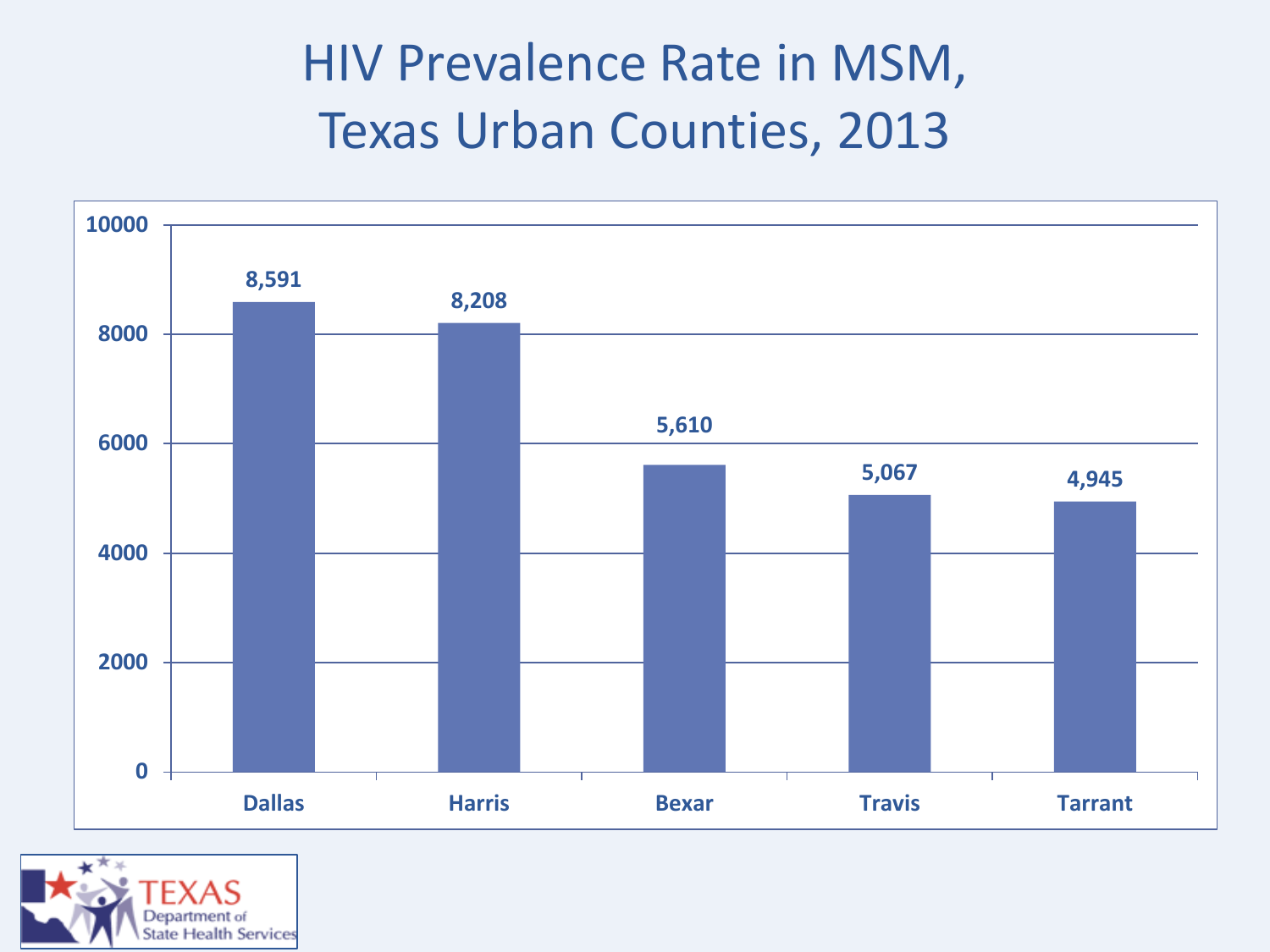# HIV Prevalence Rate in MSM, Texas Urban Counties, 2013

| County | Rate |
|---|---|
| Dallas | 8,591 |
| Harris | 8,208 |
| Bexar | 5,610 |
| Travis | 5,067 |
| Tarrant | 4,945 |

TEXAS Department of State Health Services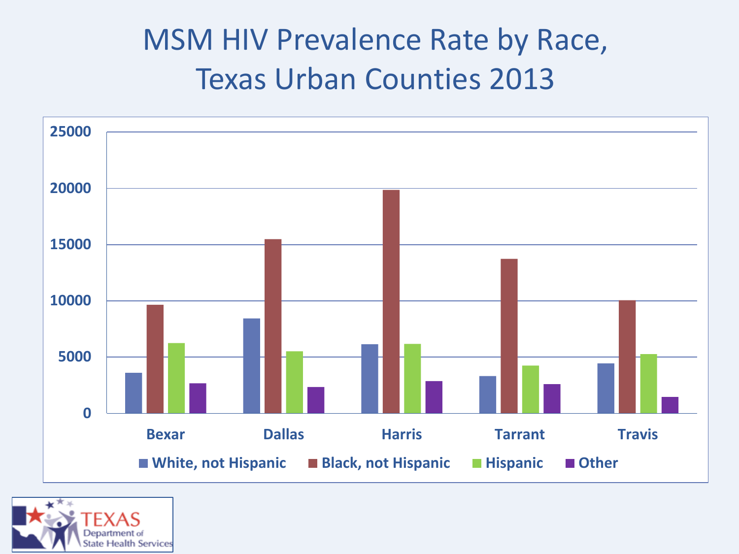# MSM HIV Prevalence Rate by Race, Texas Urban Counties 2013

25000

20000

15000

10000

5000

0

Bexar | Dallas | Harris | Tarrant | Travis

White, not Hispanic | Black, not Hispanic | Hispanic | Other

TEXAS Department of State Health Services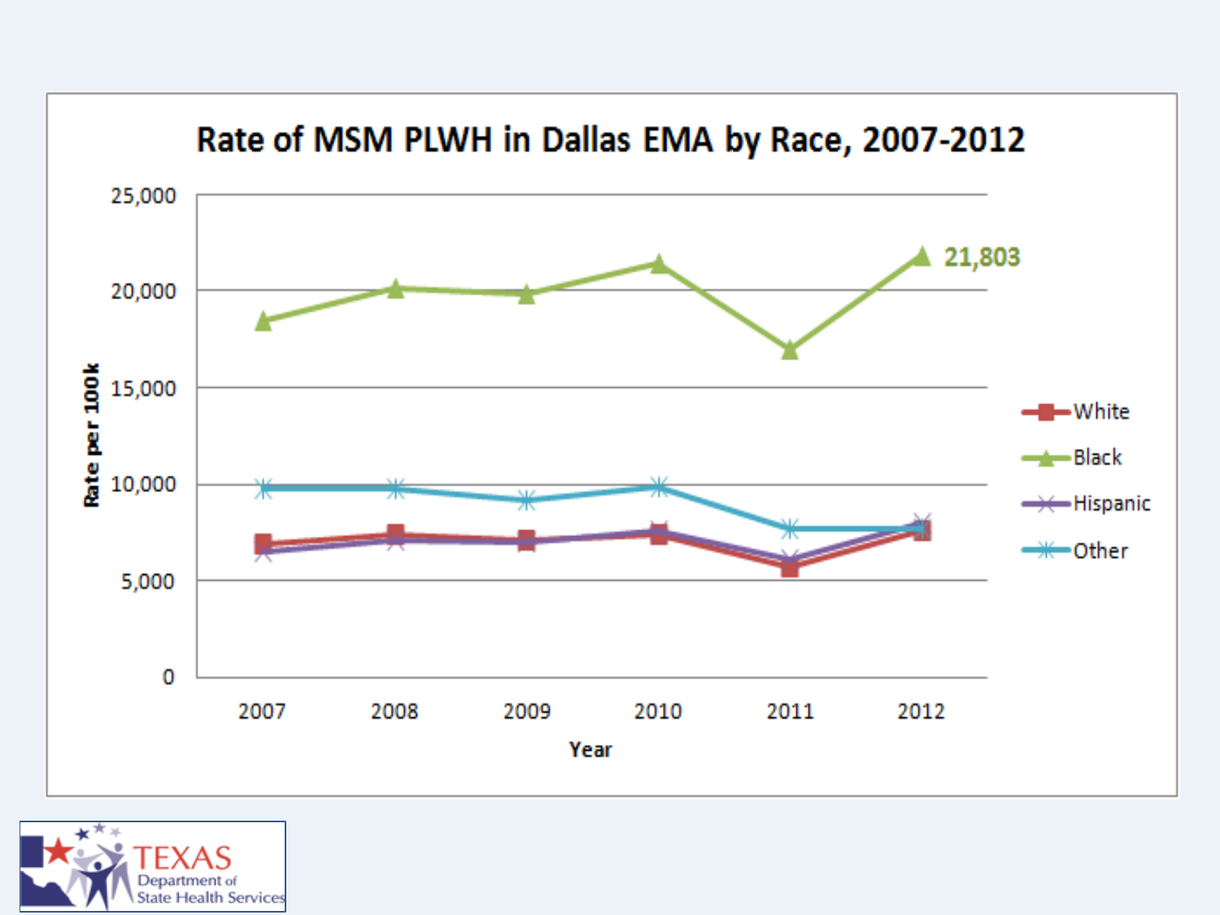## Rate of MSM PLWH in Dallas EMA by Race, 2007-2012

Rate per 100k

Year

White | Black | Hispanic | Other

21,803

0 | 5,000 | 10,000 | 15,000 | 20,000 | 25,000

2007 | 2008 | 2009 | 2010 | 2011 | 2012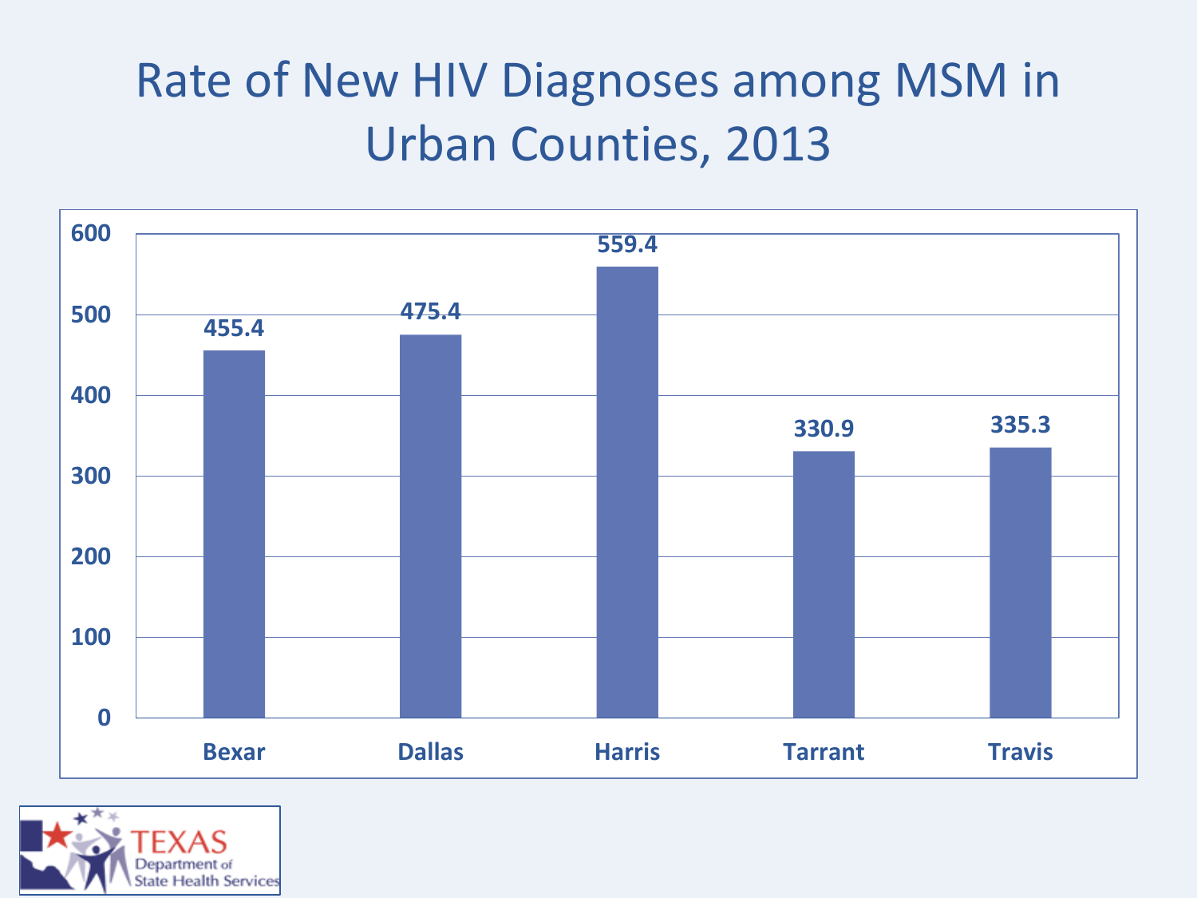# Rate of New HIV Diagnoses among MSM in Urban Counties, 2013

| County | Rate |
| --- | --- |
| Bexar | 455.4 |
| Dallas | 475.4 |
| Harris | 559.4 |
| Tarrant | 330.9 |
| Travis | 335.3 |

TEXAS Department of State Health Services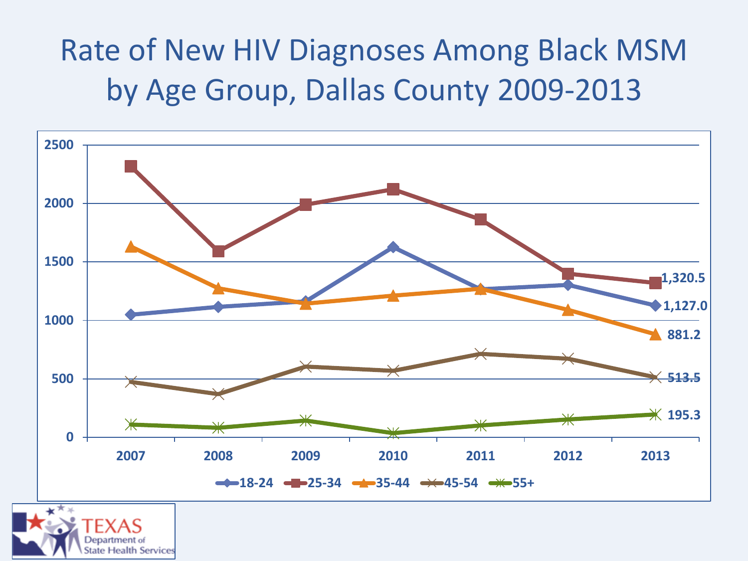# Rate of New HIV Diagnoses Among Black MSM by Age Group, Dallas County 2009-2013

| Age Group | 2013 |
| --- | --- |
| 18-24 | 1,127.0 |
| 25-34 | 1,320.5 |
| 35-44 | 881.2 |
| 45-54 | 513.5 |
| 55+ | 195.3 |

Texas Department of State Health Services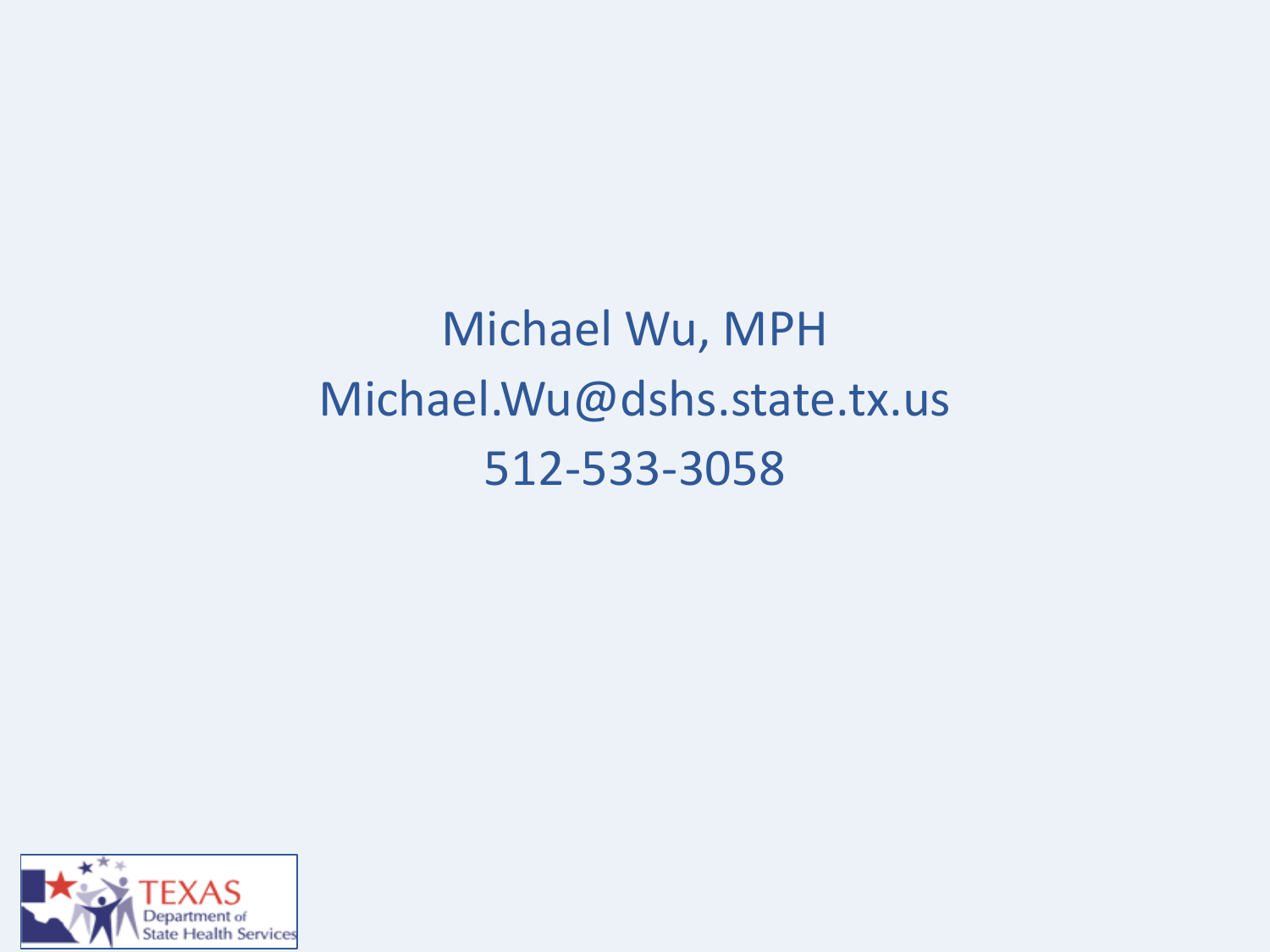Michael Wu, MPH

Michael.Wu@dshs.state.tx.us

512-533-3058

TEXAS Department of State Health Services